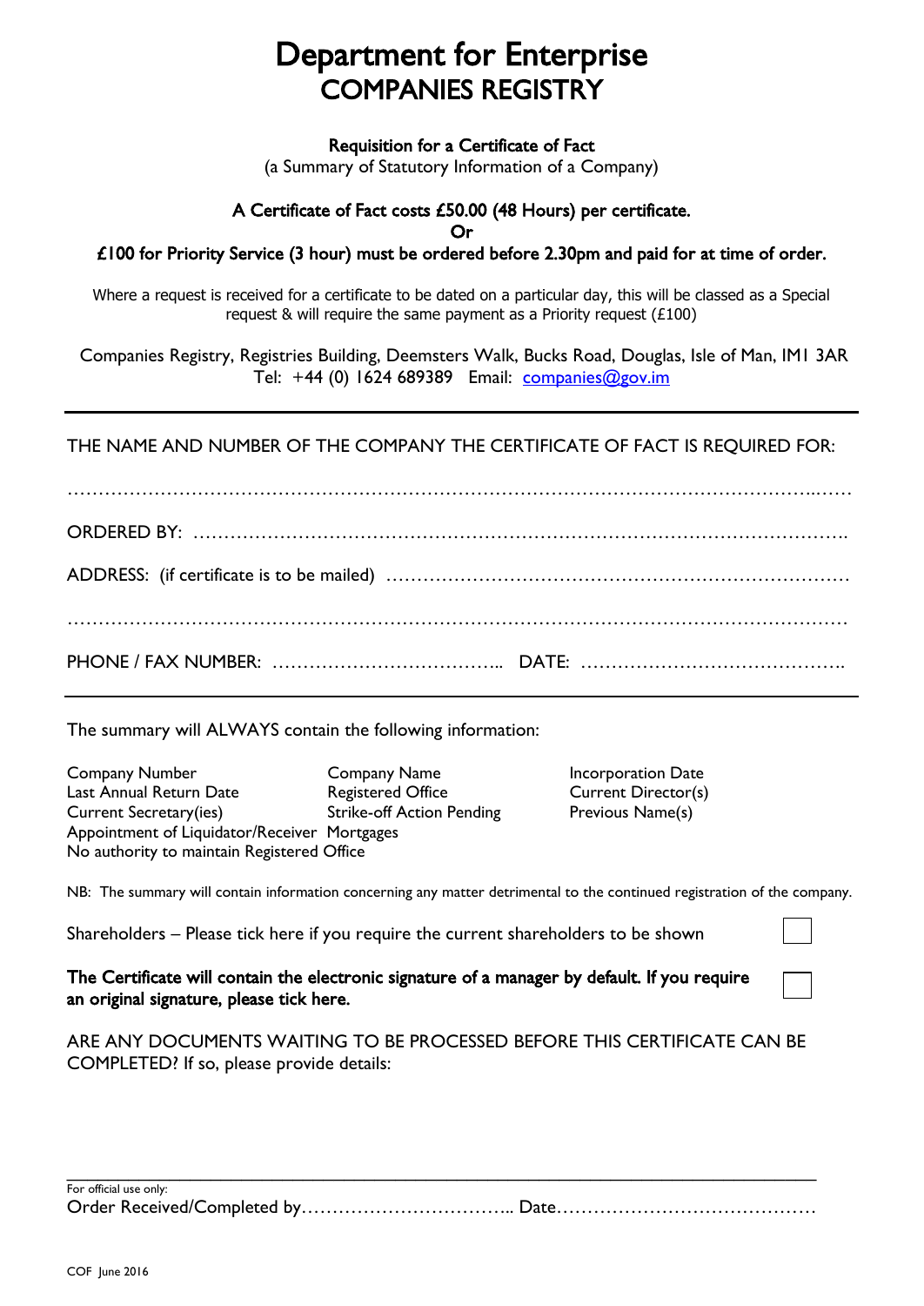# Department for Enterprise
# COMPANIES REGISTRY

**Requisition for a Certificate of Fact**
(a Summary of Statutory Information of a Company)

**A Certificate of Fact costs £50.00 (48 Hours) per certificate.**
**Or**
**£100 for Priority Service (3 hour) must be ordered before 2.30pm and paid for at time of order.**

Where a request is received for a certificate to be dated on a particular day, this will be classed as a Special request & will require the same payment as a Priority request (£100)

Companies Registry, Registries Building, Deemsters Walk, Bucks Road, Douglas, Isle of Man, IM1 3AR
Tel: +44 (0) 1624 689389 Email: companies@gov.im

---

THE NAME AND NUMBER OF THE COMPANY THE CERTIFICATE OF FACT IS REQUIRED FOR:

…………………………………………………………………………………………………………..……

ORDERED BY: ……………………………………………………………………………………………….

ADDRESS: (if certificate is to be mailed) ………………………………………………………………

…………………………………………………………………………………………………………………

PHONE / FAX NUMBER: ……………………………….. DATE: …………………………………….

---

The summary will ALWAYS contain the following information:

- Company Number
- Company Name
- Incorporation Date
- Last Annual Return Date
- Registered Office
- Current Director(s)
- Current Secretary(ies)
- Strike-off Action Pending
- Previous Name(s)
- Appointment of Liquidator/Receiver
- Mortgages
- No authority to maintain Registered Office

NB: The summary will contain information concerning any matter detrimental to the continued registration of the company.

Shareholders – Please tick here if you require the current shareholders to be shown ☐

**The Certificate will contain the electronic signature of a manager by default. If you require an original signature, please tick here.** ☐

ARE ANY DOCUMENTS WAITING TO BE PROCESSED BEFORE THIS CERTIFICATE CAN BE COMPLETED? If so, please provide details:

---

For official use only:
Order Received/Completed by…………………………….. Date……………………………………

COF June 2016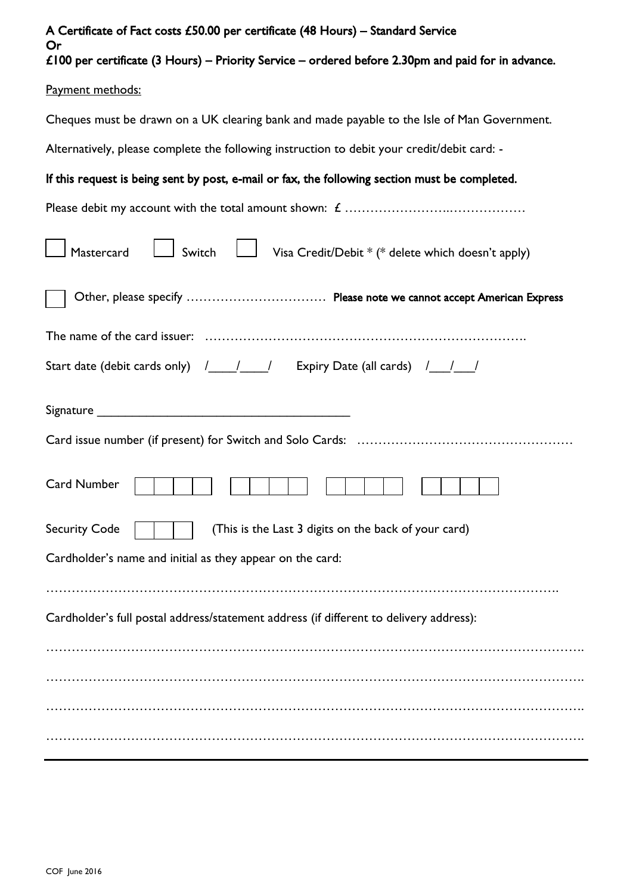**A Certificate of Fact costs £50.00 per certificate (48 Hours) – Standard Service**
**Or**
**£100 per certificate (3 Hours) – Priority Service – ordered before 2.30pm and paid for in advance.**

Payment methods:

Cheques must be drawn on a UK clearing bank and made payable to the Isle of Man Government.

Alternatively, please complete the following instruction to debit your credit/debit card: -

**If this request is being sent by post, e-mail or fax, the following section must be completed.**

Please debit my account with the total amount shown: £ ………………………..………………

☐ Mastercard ☐ Switch ☐ Visa Credit/Debit * (* delete which doesn't apply)

☐ Other, please specify …………………………… **Please note we cannot accept American Express**

The name of the card issuer: ……………………………………………………………………….

Start date (debit cards only) /\_\_\_\_/\_\_\_\_/ Expiry Date (all cards) /\_\_\_/\_\_\_/

Signature \_\_\_\_\_\_\_\_\_\_\_\_\_\_\_\_\_\_\_\_\_\_\_\_\_\_\_\_\_\_\_\_\_\_\_\_

Card issue number (if present) for Switch and Solo Cards: ……………………………………………

Card Number ☐☐☐☐ ☐☐☐☐ ☐☐☐☐ ☐☐☐☐

Security Code ☐☐☐ (This is the Last 3 digits on the back of your card)

Cardholder's name and initial as they appear on the card:

……………………………………………………………………………………………………….

Cardholder's full postal address/statement address (if different to delivery address):

…………………………………………………………………………………………………………

…………………………………………………………………………………………………………

…………………………………………………………………………………………………………

…………………………………………………………………………………………………………

COF June 2016